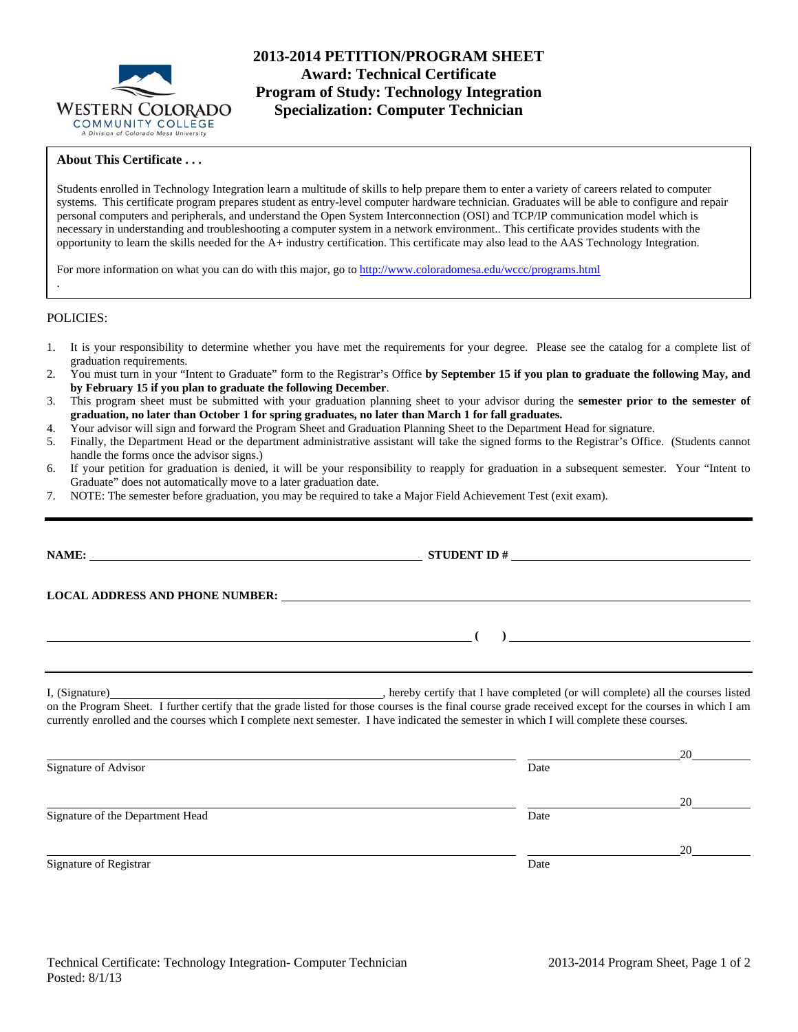# 2013-2014 PETITION/PROGRAM SHEET
## Award: Technical Certificate
## Program of Study: Technology Integration
## Specialization: Computer Technician

**About This Certificate . . .**

Students enrolled in Technology Integration learn a multitude of skills to help prepare them to enter a variety of careers related to computer systems. This certificate program prepares student as entry-level computer hardware technician. Graduates will be able to configure and repair personal computers and peripherals, and understand the Open System Interconnection (OSI) and TCP/IP communication model which is necessary in understanding and troubleshooting a computer system in a network environment.. This certificate provides students with the opportunity to learn the skills needed for the A+ industry certification. This certificate may also lead to the AAS Technology Integration.

For more information on what you can do with this major, go to http://www.coloradomesa.edu/wccc/programs.html

.

POLICIES:

1. It is your responsibility to determine whether you have met the requirements for your degree. Please see the catalog for a complete list of graduation requirements.
2. You must turn in your "Intent to Graduate" form to the Registrar's Office **by September 15 if you plan to graduate the following May, and by February 15 if you plan to graduate the following December**.
3. This program sheet must be submitted with your graduation planning sheet to your advisor during the **semester prior to the semester of graduation, no later than October 1 for spring graduates, no later than March 1 for fall graduates.**
4. Your advisor will sign and forward the Program Sheet and Graduation Planning Sheet to the Department Head for signature.
5. Finally, the Department Head or the department administrative assistant will take the signed forms to the Registrar's Office. (Students cannot handle the forms once the advisor signs.)
6. If your petition for graduation is denied, it will be your responsibility to reapply for graduation in a subsequent semester. Your "Intent to Graduate" does not automatically move to a later graduation date.
7. NOTE: The semester before graduation, you may be required to take a Major Field Achievement Test (exit exam).

---

**NAME:** ______________________________ **STUDENT ID #** ______________________________

**LOCAL ADDRESS AND PHONE NUMBER:** ______________________________

______________________________ **(     )** ______________________________

---

I, (Signature)______________________________, hereby certify that I have completed (or will complete) all the courses listed on the Program Sheet. I further certify that the grade listed for those courses is the final course grade received except for the courses in which I am currently enrolled and the courses which I complete next semester. I have indicated the semester in which I will complete these courses.

______________________________ ____________________20________
Signature of Advisor Date

______________________________ ____________________20________
Signature of the Department Head Date

______________________________ ____________________20________
Signature of Registrar Date

Technical Certificate: Technology Integration- Computer Technician
Posted: 8/1/13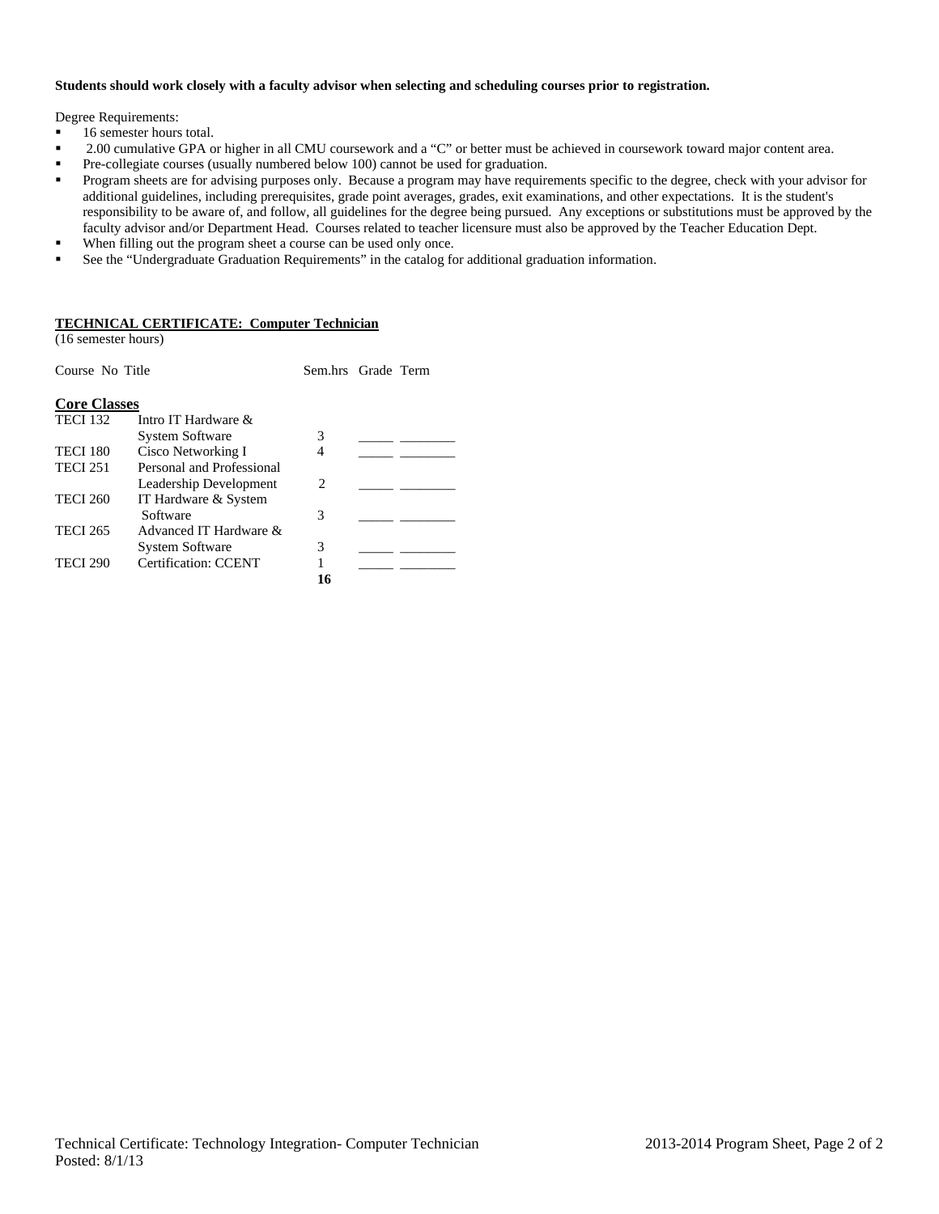**Students should work closely with a faculty advisor when selecting and scheduling courses prior to registration.**

Degree Requirements:

- 16 semester hours total.
- 2.00 cumulative GPA or higher in all CMU coursework and a "C" or better must be achieved in coursework toward major content area.
- Pre-collegiate courses (usually numbered below 100) cannot be used for graduation.
- Program sheets are for advising purposes only. Because a program may have requirements specific to the degree, check with your advisor for additional guidelines, including prerequisites, grade point averages, grades, exit examinations, and other expectations. It is the student's responsibility to be aware of, and follow, all guidelines for the degree being pursued. Any exceptions or substitutions must be approved by the faculty advisor and/or Department Head. Courses related to teacher licensure must also be approved by the Teacher Education Dept.
- When filling out the program sheet a course can be used only once.
- See the "Undergraduate Graduation Requirements" in the catalog for additional graduation information.

**TECHNICAL CERTIFICATE: Computer Technician**

(16 semester hours)

| Course No | Title | Sem.hrs | Grade | Term |
|---|---|---|---|---|
| **Core Classes** | | | | |
| TECI 132 | Intro IT Hardware & System Software | 3 | _____ | ________ |
| TECI 180 | Cisco Networking I | 4 | _____ | ________ |
| TECI 251 | Personal and Professional Leadership Development | 2 | _____ | ________ |
| TECI 260 | IT Hardware & System Software | 3 | _____ | ________ |
| TECI 265 | Advanced IT Hardware & System Software | 3 | _____ | ________ |
| TECI 290 | Certification: CCENT | 1 | _____ | ________ |
| | | **16** | | |

Technical Certificate: Technology Integration- Computer Technician
Posted: 8/1/13